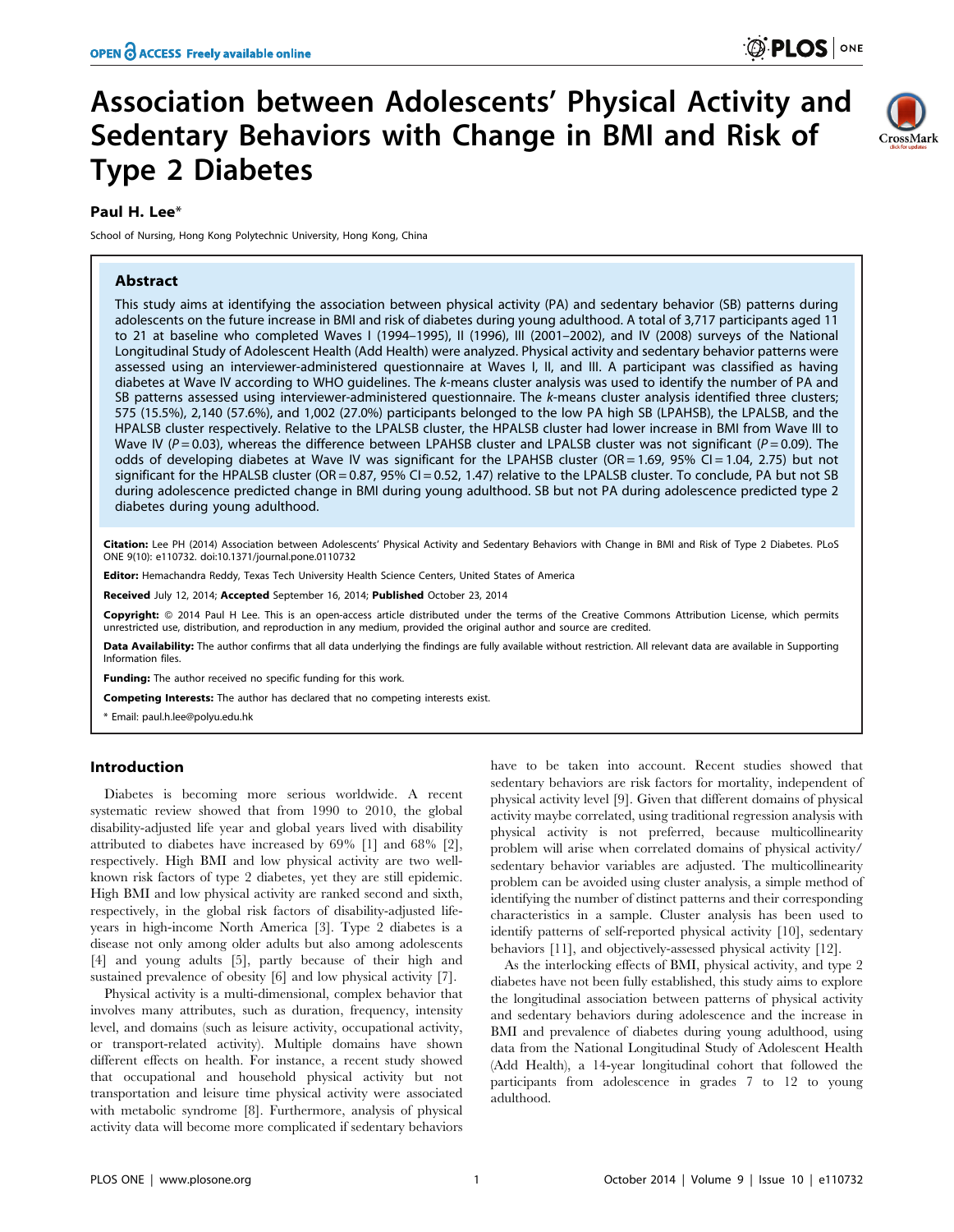# Association between Adolescents' Physical Activity and Sedentary Behaviors with Change in BMI and Risk of Type 2 Diabetes

**Paul H. Lee***

School of Nursing, Hong Kong Polytechnic University, Hong Kong, China

## Abstract

This study aims at identifying the association between physical activity (PA) and sedentary behavior (SB) patterns during adolescents on the future increase in BMI and risk of diabetes during young adulthood. A total of 3,717 participants aged 11 to 21 at baseline who completed Waves I (1994–1995), II (1996), III (2001–2002), and IV (2008) surveys of the National Longitudinal Study of Adolescent Health (Add Health) were analyzed. Physical activity and sedentary behavior patterns were assessed using an interviewer-administered questionnaire at Waves I, II, and III. A participant was classified as having diabetes at Wave IV according to WHO guidelines. The *k*-means cluster analysis was used to identify the number of PA and SB patterns assessed using interviewer-administered questionnaire. The *k*-means cluster analysis identified three clusters; 575 (15.5%), 2,140 (57.6%), and 1,002 (27.0%) participants belonged to the low PA high SB (LPAHSB), the LPALSB, and the HPALSB cluster respectively. Relative to the LPALSB cluster, the HPALSB cluster had lower increase in BMI from Wave III to Wave IV ($P = 0.03$), whereas the difference between LPAHSB cluster and LPALSB cluster was not significant ($P = 0.09$). The odds of developing diabetes at Wave IV was significant for the LPAHSB cluster (OR = 1.69, 95% CI = 1.04, 2.75) but not significant for the HPALSB cluster (OR = 0.87, 95% CI = 0.52, 1.47) relative to the LPALSB cluster. To conclude, PA but not SB during adolescence predicted change in BMI during young adulthood. SB but not PA during adolescence predicted type 2 diabetes during young adulthood.

**Citation:** Lee PH (2014) Association between Adolescents' Physical Activity and Sedentary Behaviors with Change in BMI and Risk of Type 2 Diabetes. PLoS ONE 9(10): e110732. doi:10.1371/journal.pone.0110732

**Editor:** Hemachandra Reddy, Texas Tech University Health Science Centers, United States of America

**Received** July 12, 2014; **Accepted** September 16, 2014; **Published** October 23, 2014

**Copyright:** © 2014 Paul H Lee. This is an open-access article distributed under the terms of the Creative Commons Attribution License, which permits unrestricted use, distribution, and reproduction in any medium, provided the original author and source are credited.

**Data Availability:** The author confirms that all data underlying the findings are fully available without restriction. All relevant data are available in Supporting Information files.

**Funding:** The author received no specific funding for this work.

**Competing Interests:** The author has declared that no competing interests exist.

\* Email: paul.h.lee@polyu.edu.hk

## Introduction

Diabetes is becoming more serious worldwide. A recent systematic review showed that from 1990 to 2010, the global disability-adjusted life year and global years lived with disability attributed to diabetes have increased by 69% [1] and 68% [2], respectively. High BMI and low physical activity are two well-known risk factors of type 2 diabetes, yet they are still epidemic. High BMI and low physical activity are ranked second and sixth, respectively, in the global risk factors of disability-adjusted life-years in high-income North America [3]. Type 2 diabetes is a disease not only among older adults but also among adolescents [4] and young adults [5], partly because of their high and sustained prevalence of obesity [6] and low physical activity [7].

Physical activity is a multi-dimensional, complex behavior that involves many attributes, such as duration, frequency, intensity level, and domains (such as leisure activity, occupational activity, or transport-related activity). Multiple domains have shown different effects on health. For instance, a recent study showed that occupational and household physical activity but not transportation and leisure time physical activity were associated with metabolic syndrome [8]. Furthermore, analysis of physical activity data will become more complicated if sedentary behaviors have to be taken into account. Recent studies showed that sedentary behaviors are risk factors for mortality, independent of physical activity level [9]. Given that different domains of physical activity maybe correlated, using traditional regression analysis with physical activity is not preferred, because multicollinearity problem will arise when correlated domains of physical activity/sedentary behavior variables are adjusted. The multicollinearity problem can be avoided using cluster analysis, a simple method of identifying the number of distinct patterns and their corresponding characteristics in a sample. Cluster analysis has been used to identify patterns of self-reported physical activity [10], sedentary behaviors [11], and objectively-assessed physical activity [12].

As the interlocking effects of BMI, physical activity, and type 2 diabetes have not been fully established, this study aims to explore the longitudinal association between patterns of physical activity and sedentary behaviors during adolescence and the increase in BMI and prevalence of diabetes during young adulthood, using data from the National Longitudinal Study of Adolescent Health (Add Health), a 14-year longitudinal cohort that followed the participants from adolescence in grades 7 to 12 to young adulthood.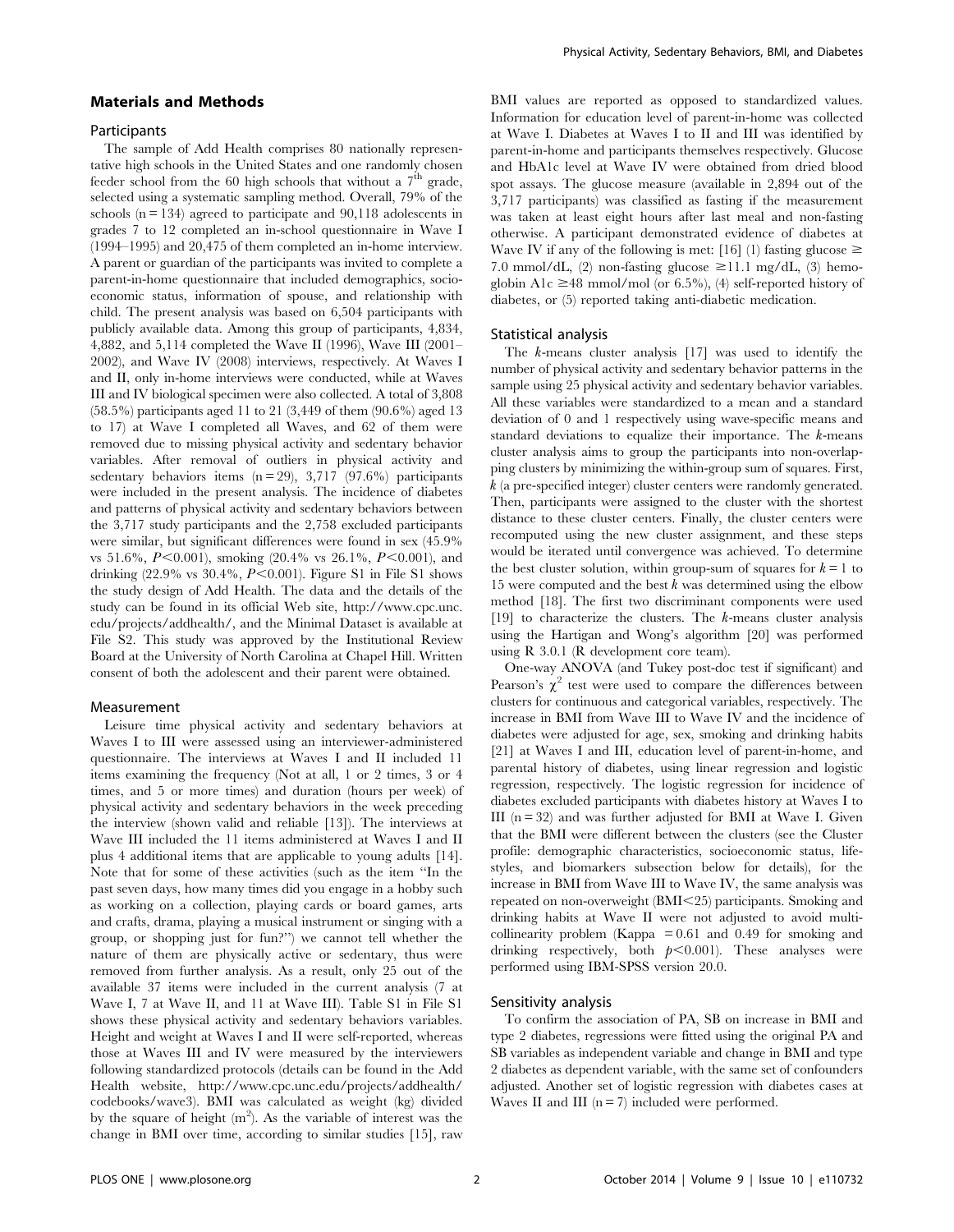## Materials and Methods

### Participants

The sample of Add Health comprises 80 nationally representative high schools in the United States and one randomly chosen feeder school from the 60 high schools that without a $7^{th}$ grade, selected using a systematic sampling method. Overall, 79% of the schools (n = 134) agreed to participate and 90,118 adolescents in grades 7 to 12 completed an in-school questionnaire in Wave I (1994–1995) and 20,475 of them completed an in-home interview. A parent or guardian of the participants was invited to complete a parent-in-home questionnaire that included demographics, socioeconomic status, information of spouse, and relationship with child. The present analysis was based on 6,504 participants with publicly available data. Among this group of participants, 4,834, 4,882, and 5,114 completed the Wave II (1996), Wave III (2001–2002), and Wave IV (2008) interviews, respectively. At Waves I and II, only in-home interviews were conducted, while at Waves III and IV biological specimen were also collected. A total of 3,808 (58.5%) participants aged 11 to 21 (3,449 of them (90.6%) aged 13 to 17) at Wave I completed all Waves, and 62 of them were removed due to missing physical activity and sedentary behavior variables. After removal of outliers in physical activity and sedentary behaviors items (n = 29), 3,717 (97.6%) participants were included in the present analysis. The incidence of diabetes and patterns of physical activity and sedentary behaviors between the 3,717 study participants and the 2,758 excluded participants were similar, but significant differences were found in sex (45.9% vs 51.6%, $P<0.001$), smoking (20.4% vs 26.1%, $P<0.001$), and drinking (22.9% vs 30.4%, $P<0.001$). Figure S1 in File S1 shows the study design of Add Health. The data and the details of the study can be found in its official Web site, http://www.cpc.unc.edu/projects/addhealth/, and the Minimal Dataset is available at File S2. This study was approved by the Institutional Review Board at the University of North Carolina at Chapel Hill. Written consent of both the adolescent and their parent were obtained.

### Measurement

Leisure time physical activity and sedentary behaviors at Waves I to III were assessed using an interviewer-administered questionnaire. The interviews at Waves I and II included 11 items examining the frequency (Not at all, 1 or 2 times, 3 or 4 times, and 5 or more times) and duration (hours per week) of physical activity and sedentary behaviors in the week preceding the interview (shown valid and reliable [13]). The interviews at Wave III included the 11 items administered at Waves I and II plus 4 additional items that are applicable to young adults [14]. Note that for some of these activities (such as the item "In the past seven days, how many times did you engage in a hobby such as working on a collection, playing cards or board games, arts and crafts, drama, playing a musical instrument or singing with a group, or shopping just for fun?") we cannot tell whether the nature of them are physically active or sedentary, thus were removed from further analysis. As a result, only 25 out of the available 37 items were included in the current analysis (7 at Wave I, 7 at Wave II, and 11 at Wave III). Table S1 in File S1 shows these physical activity and sedentary behaviors variables. Height and weight at Waves I and II were self-reported, whereas those at Waves III and IV were measured by the interviewers following standardized protocols (details can be found in the Add Health website, http://www.cpc.unc.edu/projects/addhealth/codebooks/wave3). BMI was calculated as weight (kg) divided by the square of height ($m^2$). As the variable of interest was the change in BMI over time, according to similar studies [15], raw BMI values are reported as opposed to standardized values. Information for education level of parent-in-home was collected at Wave I. Diabetes at Waves I to II and III was identified by parent-in-home and participants themselves respectively. Glucose and HbA1c level at Wave IV were obtained from dried blood spot assays. The glucose measure (available in 2,894 out of the 3,717 participants) was classified as fasting if the measurement was taken at least eight hours after last meal and non-fasting otherwise. A participant demonstrated evidence of diabetes at Wave IV if any of the following is met: [16] (1) fasting glucose $\geq$ 7.0 mmol/dL, (2) non-fasting glucose $\geq$11.1 mg/dL, (3) hemoglobin A1c $\geq$48 mmol/mol (or 6.5%), (4) self-reported history of diabetes, or (5) reported taking anti-diabetic medication.

### Statistical analysis

The *k*-means cluster analysis [17] was used to identify the number of physical activity and sedentary behavior patterns in the sample using 25 physical activity and sedentary behavior variables. All these variables were standardized to a mean and a standard deviation of 0 and 1 respectively using wave-specific means and standard deviations to equalize their importance. The *k*-means cluster analysis aims to group the participants into non-overlapping clusters by minimizing the within-group sum of squares. First, *k* (a pre-specified integer) cluster centers were randomly generated. Then, participants were assigned to the cluster with the shortest distance to these cluster centers. Finally, the cluster centers were recomputed using the new cluster assignment, and these steps would be iterated until convergence was achieved. To determine the best cluster solution, within group-sum of squares for $k = 1$ to 15 were computed and the best *k* was determined using the elbow method [18]. The first two discriminant components were used [19] to characterize the clusters. The *k*-means cluster analysis using the Hartigan and Wong's algorithm [20] was performed using R 3.0.1 (R development core team).

One-way ANOVA (and Tukey post-doc test if significant) and Pearson's $\chi^2$ test were used to compare the differences between clusters for continuous and categorical variables, respectively. The increase in BMI from Wave III to Wave IV and the incidence of diabetes were adjusted for age, sex, smoking and drinking habits [21] at Waves I and III, education level of parent-in-home, and parental history of diabetes, using linear regression and logistic regression, respectively. The logistic regression for incidence of diabetes excluded participants with diabetes history at Waves I to III (n = 32) and was further adjusted for BMI at Wave I. Given that the BMI were different between the clusters (see the Cluster profile: demographic characteristics, socioeconomic status, lifestyles, and biomarkers subsection below for details), for the increase in BMI from Wave III to Wave IV, the same analysis was repeated on non-overweight (BMI<25) participants. Smoking and drinking habits at Wave II were not adjusted to avoid multicollinearity problem (Kappa = 0.61 and 0.49 for smoking and drinking respectively, both $p<0.001$). These analyses were performed using IBM-SPSS version 20.0.

### Sensitivity analysis

To confirm the association of PA, SB on increase in BMI and type 2 diabetes, regressions were fitted using the original PA and SB variables as independent variable and change in BMI and type 2 diabetes as dependent variable, with the same set of confounders adjusted. Another set of logistic regression with diabetes cases at Waves II and III (n = 7) included were performed.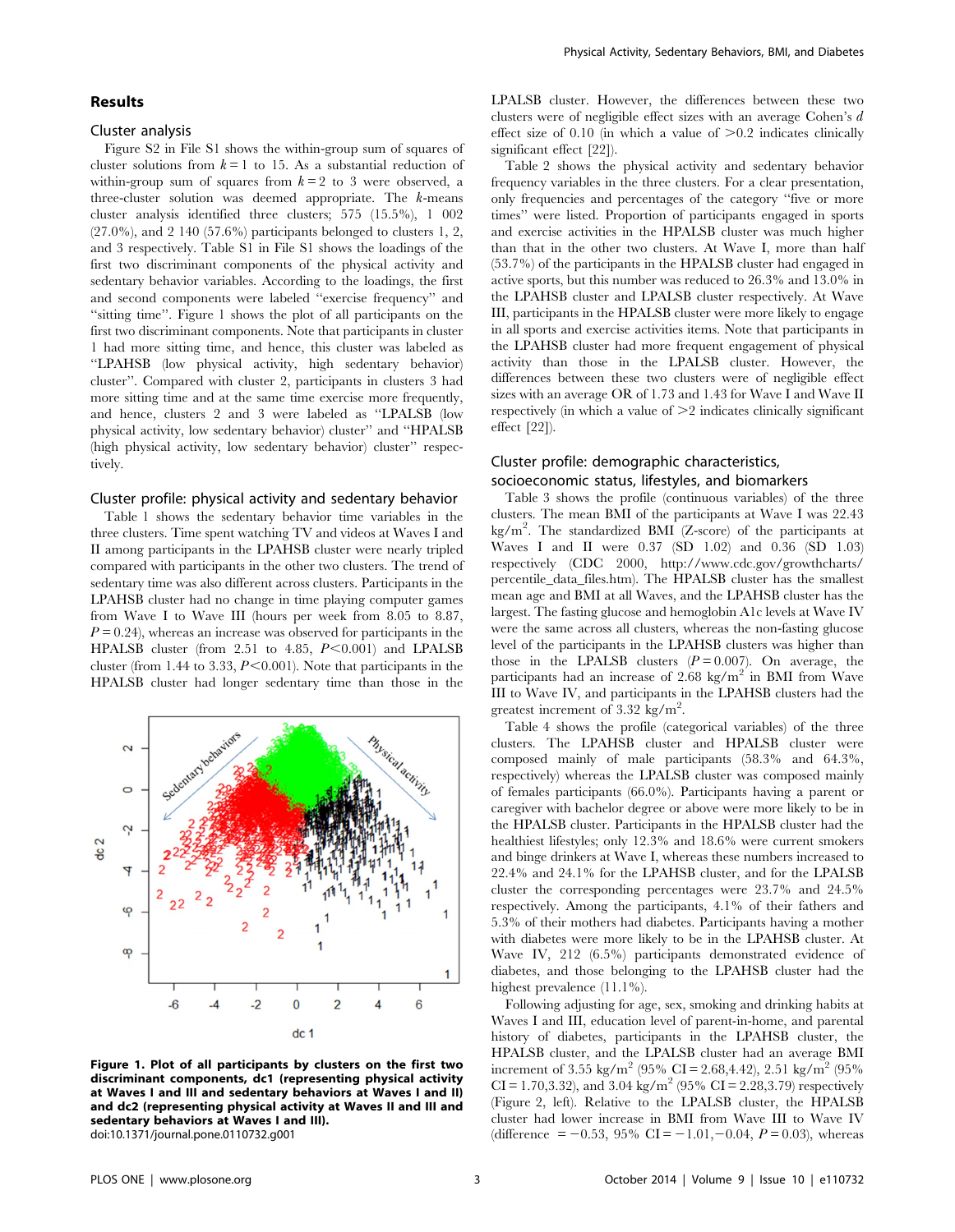## Results

### Cluster analysis

Figure S2 in File S1 shows the within-group sum of squares of cluster solutions from $k=1$ to 15. As a substantial reduction of within-group sum of squares from $k=2$ to 3 were observed, a three-cluster solution was deemed appropriate. The $k$-means cluster analysis identified three clusters; 575 (15.5%), 1 002 (27.0%), and 2 140 (57.6%) participants belonged to clusters 1, 2, and 3 respectively. Table S1 in File S1 shows the loadings of the first two discriminant components of the physical activity and sedentary behavior variables. According to the loadings, the first and second components were labeled "exercise frequency" and "sitting time". Figure 1 shows the plot of all participants on the first two discriminant components. Note that participants in cluster 1 had more sitting time, and hence, this cluster was labeled as "LPAHSB (low physical activity, high sedentary behavior) cluster". Compared with cluster 2, participants in clusters 3 had more sitting time and at the same time exercise more frequently, and hence, clusters 2 and 3 were labeled as "LPALSB (low physical activity, low sedentary behavior) cluster" and "HPALSB (high physical activity, low sedentary behavior) cluster" respectively.

### Cluster profile: physical activity and sedentary behavior

Table 1 shows the sedentary behavior time variables in the three clusters. Time spent watching TV and videos at Waves I and II among participants in the LPAHSB cluster were nearly tripled compared with participants in the other two clusters. The trend of sedentary time was also different across clusters. Participants in the LPAHSB cluster had no change in time playing computer games from Wave I to Wave III (hours per week from 8.05 to 8.87, $P=0.24$), whereas an increase was observed for participants in the HPALSB cluster (from 2.51 to 4.85, $P<0.001$) and LPALSB cluster (from 1.44 to 3.33, $P<0.001$). Note that participants in the HPALSB cluster had longer sedentary time than those in the LPALSB cluster. However, the differences between these two clusters were of negligible effect sizes with an average Cohen's $d$ effect size of 0.10 (in which a value of >0.2 indicates clinically significant effect [22]).

Table 2 shows the physical activity and sedentary behavior frequency variables in the three clusters. For a clear presentation, only frequencies and percentages of the category "five or more times" were listed. Proportion of participants engaged in sports and exercise activities in the HPALSB cluster was much higher than that in the other two clusters. At Wave I, more than half (53.7%) of the participants in the HPALSB cluster had engaged in active sports, but this number was reduced to 26.3% and 13.0% in the LPAHSB cluster and LPALSB cluster respectively. At Wave III, participants in the HPALSB cluster were more likely to engage in all sports and exercise activities items. Note that participants in the LPAHSB cluster had more frequent engagement of physical activity than those in the LPALSB cluster. However, the differences between these two clusters were of negligible effect sizes with an average OR of 1.73 and 1.43 for Wave I and Wave II respectively (in which a value of >2 indicates clinically significant effect [22]).

Figure 1. Plot of all participants by clusters on the first two discriminant components, dc1 (representing physical activity at Waves I and III and sedentary behaviors at Waves I and II) and dc2 (representing physical activity at Waves II and III and sedentary behaviors at Waves I and III).
doi:10.1371/journal.pone.0110732.g001

### Cluster profile: demographic characteristics, socioeconomic status, lifestyles, and biomarkers

Table 3 shows the profile (continuous variables) of the three clusters. The mean BMI of the participants at Wave I was 22.43 kg/m$^2$. The standardized BMI (Z-score) of the participants at Waves I and II were 0.37 (SD 1.02) and 0.36 (SD 1.03) respectively (CDC 2000, http://www.cdc.gov/growthcharts/percentile_data_files.htm). The HPALSB cluster has the smallest mean age and BMI at all Waves, and the LPAHSB cluster has the largest. The fasting glucose and hemoglobin A1c levels at Wave IV were the same across all clusters, whereas the non-fasting glucose level of the participants in the LPAHSB clusters was higher than those in the LPALSB clusters ($P=0.007$). On average, the participants had an increase of 2.68 kg/m$^2$ in BMI from Wave III to Wave IV, and participants in the LPAHSB clusters had the greatest increment of 3.32 kg/m$^2$.

Table 4 shows the profile (categorical variables) of the three clusters. The LPAHSB cluster and HPALSB cluster were composed mainly of male participants (58.3% and 64.3%, respectively) whereas the LPALSB cluster was composed mainly of females participants (66.0%). Participants having a parent or caregiver with bachelor degree or above were more likely to be in the HPALSB cluster. Participants in the HPALSB cluster had the healthiest lifestyles; only 12.3% and 18.6% were current smokers and binge drinkers at Wave I, whereas these numbers increased to 22.4% and 24.1% for the LPAHSB cluster, and for the LPALSB cluster the corresponding percentages were 23.7% and 24.5% respectively. Among the participants, 4.1% of their fathers and 5.3% of their mothers had diabetes. Participants having a mother with diabetes were more likely to be in the LPAHSB cluster. At Wave IV, 212 (6.5%) participants demonstrated evidence of diabetes, and those belonging to the LPAHSB cluster had the highest prevalence (11.1%).

Following adjusting for age, sex, smoking and drinking habits at Waves I and III, education level of parent-in-home, and parental history of diabetes, participants in the LPAHSB cluster, the HPALSB cluster, and the LPALSB cluster had an average BMI increment of 3.55 kg/m$^2$ (95% CI = 2.68,4.42), 2.51 kg/m$^2$ (95% CI = 1.70,3.32), and 3.04 kg/m$^2$ (95% CI = 2.28,3.79) respectively (Figure 2, left). Relative to the LPALSB cluster, the HPALSB cluster had lower increase in BMI from Wave III to Wave IV (difference = −0.53, 95% CI = −1.01,−0.04, $P=0.03$), whereas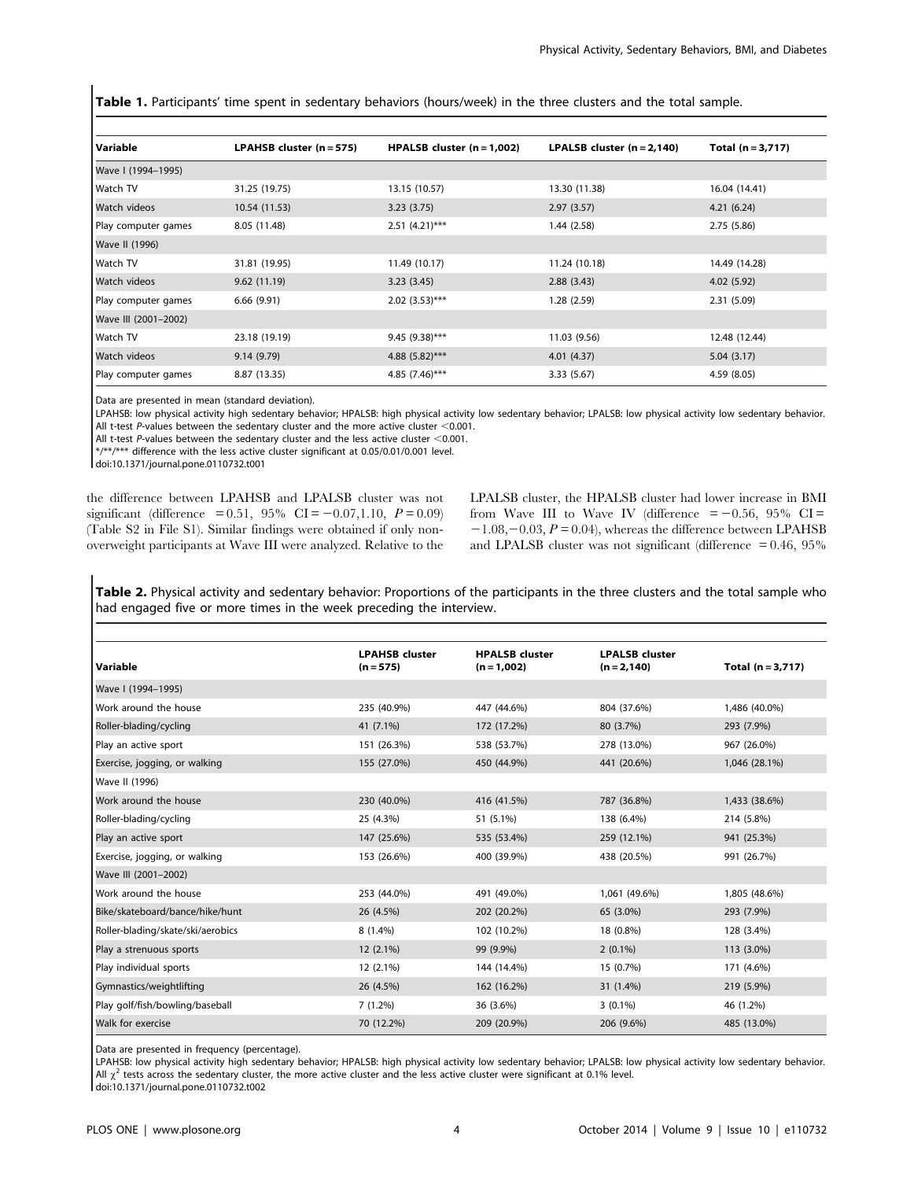**Table 1.** Participants' time spent in sedentary behaviors (hours/week) in the three clusters and the total sample.

| Variable | LPAHSB cluster (n = 575) | HPALSB cluster (n = 1,002) | LPALSB cluster (n = 2,140) | Total (n = 3,717) |
|---|---|---|---|---|
| Wave I (1994–1995) | | | | |
| Watch TV | 31.25 (19.75) | 13.15 (10.57) | 13.30 (11.38) | 16.04 (14.41) |
| Watch videos | 10.54 (11.53) | 3.23 (3.75) | 2.97 (3.57) | 4.21 (6.24) |
| Play computer games | 8.05 (11.48) | 2.51 (4.21)*** | 1.44 (2.58) | 2.75 (5.86) |
| Wave II (1996) | | | | |
| Watch TV | 31.81 (19.95) | 11.49 (10.17) | 11.24 (10.18) | 14.49 (14.28) |
| Watch videos | 9.62 (11.19) | 3.23 (3.45) | 2.88 (3.43) | 4.02 (5.92) |
| Play computer games | 6.66 (9.91) | 2.02 (3.53)*** | 1.28 (2.59) | 2.31 (5.09) |
| Wave III (2001–2002) | | | | |
| Watch TV | 23.18 (19.19) | 9.45 (9.38)*** | 11.03 (9.56) | 12.48 (12.44) |
| Watch videos | 9.14 (9.79) | 4.88 (5.82)*** | 4.01 (4.37) | 5.04 (3.17) |
| Play computer games | 8.87 (13.35) | 4.85 (7.46)*** | 3.33 (5.67) | 4.59 (8.05) |

Data are presented in mean (standard deviation).
LPAHSB: low physical activity high sedentary behavior; HPALSB: high physical activity low sedentary behavior; LPALSB: low physical activity low sedentary behavior.
All t-test *P*-values between the sedentary cluster and the more active cluster <0.001.
All t-test *P*-values between the sedentary cluster and the less active cluster <0.001.
*/**/*** difference with the less active cluster significant at 0.05/0.01/0.001 level.
doi:10.1371/journal.pone.0110732.t001

the difference between LPAHSB and LPALSB cluster was not significant (difference = 0.51, 95% CI = −0.07,1.10, $P = 0.09$) (Table S2 in File S1). Similar findings were obtained if only non-overweight participants at Wave III were analyzed. Relative to the LPALSB cluster, the HPALSB cluster had lower increase in BMI from Wave III to Wave IV (difference = −0.56, 95% CI = −1.08,−0.03, $P = 0.04$), whereas the difference between LPAHSB and LPALSB cluster was not significant (difference = 0.46, 95%

**Table 2.** Physical activity and sedentary behavior: Proportions of the participants in the three clusters and the total sample who had engaged five or more times in the week preceding the interview.

| Variable | LPAHSB cluster (n = 575) | HPALSB cluster (n = 1,002) | LPALSB cluster (n = 2,140) | Total (n = 3,717) |
|---|---|---|---|---|
| Wave I (1994–1995) | | | | |
| Work around the house | 235 (40.9%) | 447 (44.6%) | 804 (37.6%) | 1,486 (40.0%) |
| Roller-blading/cycling | 41 (7.1%) | 172 (17.2%) | 80 (3.7%) | 293 (7.9%) |
| Play an active sport | 151 (26.3%) | 538 (53.7%) | 278 (13.0%) | 967 (26.0%) |
| Exercise, jogging, or walking | 155 (27.0%) | 450 (44.9%) | 441 (20.6%) | 1,046 (28.1%) |
| Wave II (1996) | | | | |
| Work around the house | 230 (40.0%) | 416 (41.5%) | 787 (36.8%) | 1,433 (38.6%) |
| Roller-blading/cycling | 25 (4.3%) | 51 (5.1%) | 138 (6.4%) | 214 (5.8%) |
| Play an active sport | 147 (25.6%) | 535 (53.4%) | 259 (12.1%) | 941 (25.3%) |
| Exercise, jogging, or walking | 153 (26.6%) | 400 (39.9%) | 438 (20.5%) | 991 (26.7%) |
| Wave III (2001–2002) | | | | |
| Work around the house | 253 (44.0%) | 491 (49.0%) | 1,061 (49.6%) | 1,805 (48.6%) |
| Bike/skateboard/bance/hike/hunt | 26 (4.5%) | 202 (20.2%) | 65 (3.0%) | 293 (7.9%) |
| Roller-blading/skate/ski/aerobics | 8 (1.4%) | 102 (10.2%) | 18 (0.8%) | 128 (3.4%) |
| Play a strenuous sports | 12 (2.1%) | 99 (9.9%) | 2 (0.1%) | 113 (3.0%) |
| Play individual sports | 12 (2.1%) | 144 (14.4%) | 15 (0.7%) | 171 (4.6%) |
| Gymnastics/weightlifting | 26 (4.5%) | 162 (16.2%) | 31 (1.4%) | 219 (5.9%) |
| Play golf/fish/bowling/baseball | 7 (1.2%) | 36 (3.6%) | 3 (0.1%) | 46 (1.2%) |
| Walk for exercise | 70 (12.2%) | 209 (20.9%) | 206 (9.6%) | 485 (13.0%) |

Data are presented in frequency (percentage).
LPAHSB: low physical activity high sedentary behavior; HPALSB: high physical activity low sedentary behavior; LPALSB: low physical activity low sedentary behavior.
All $\chi^2$ tests across the sedentary cluster, the more active cluster and the less active cluster were significant at 0.1% level.
doi:10.1371/journal.pone.0110732.t002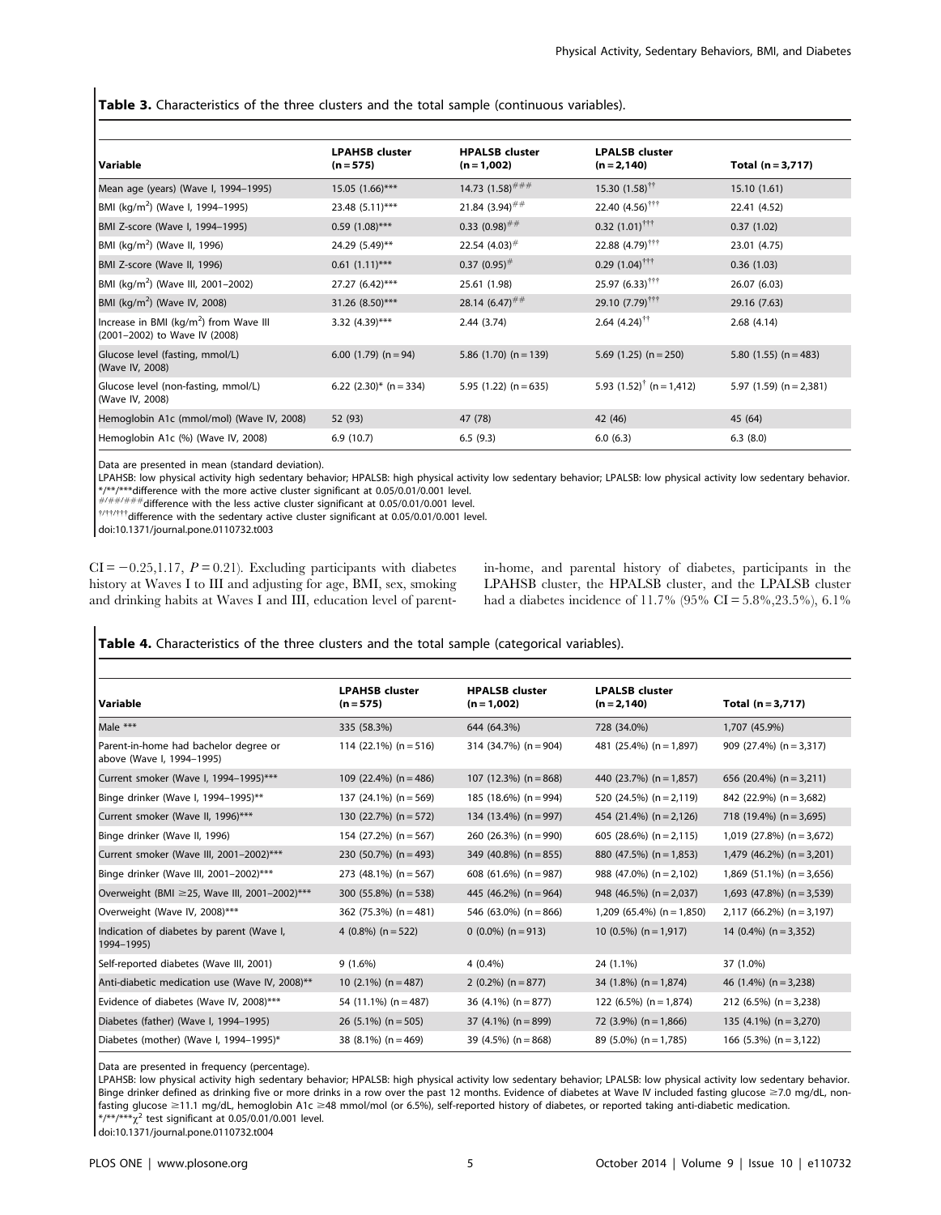**Table 3.** Characteristics of the three clusters and the total sample (continuous variables).

| Variable | LPAHSB cluster (n = 575) | HPALSB cluster (n = 1,002) | LPALSB cluster (n = 2,140) | Total (n = 3,717) |
|---|---|---|---|---|
| Mean age (years) (Wave I, 1994–1995) | 15.05 (1.66)*** | 14.73 (1.58)### | 15.30 (1.58)†† | 15.10 (1.61) |
| BMI (kg/m$^2$) (Wave I, 1994–1995) | 23.48 (5.11)*** | 21.84 (3.94)## | 22.40 (4.56)††† | 22.41 (4.52) |
| BMI Z-score (Wave I, 1994–1995) | 0.59 (1.08)*** | 0.33 (0.98)## | 0.32 (1.01)††† | 0.37 (1.02) |
| BMI (kg/m$^2$) (Wave II, 1996) | 24.29 (5.49)** | 22.54 (4.03)# | 22.88 (4.79)††† | 23.01 (4.75) |
| BMI Z-score (Wave II, 1996) | 0.61 (1.11)*** | 0.37 (0.95)# | 0.29 (1.04)††† | 0.36 (1.03) |
| BMI (kg/m$^2$) (Wave III, 2001–2002) | 27.27 (6.42)*** | 25.61 (1.98) | 25.97 (6.33)††† | 26.07 (6.03) |
| BMI (kg/m$^2$) (Wave IV, 2008) | 31.26 (8.50)*** | 28.14 (6.47)## | 29.10 (7.79)††† | 29.16 (7.63) |
| Increase in BMI (kg/m$^2$) from Wave III (2001–2002) to Wave IV (2008) | 3.32 (4.39)*** | 2.44 (3.74) | 2.64 (4.24)†† | 2.68 (4.14) |
| Glucose level (fasting, mmol/L) (Wave IV, 2008) | 6.00 (1.79) (n = 94) | 5.86 (1.70) (n = 139) | 5.69 (1.25) (n = 250) | 5.80 (1.55) (n = 483) |
| Glucose level (non-fasting, mmol/L) (Wave IV, 2008) | 6.22 (2.30)* (n = 334) | 5.95 (1.22) (n = 635) | 5.93 (1.52)† (n = 1,412) | 5.97 (1.59) (n = 2,381) |
| Hemoglobin A1c (mmol/mol) (Wave IV, 2008) | 52 (93) | 47 (78) | 42 (46) | 45 (64) |
| Hemoglobin A1c (%) (Wave IV, 2008) | 6.9 (10.7) | 6.5 (9.3) | 6.0 (6.3) | 6.3 (8.0) |

Data are presented in mean (standard deviation).
LPAHSB: low physical activity high sedentary behavior; HPALSB: high physical activity low sedentary behavior; LPALSB: low physical activity low sedentary behavior.
*/**/***difference with the more active cluster significant at 0.05/0.01/0.001 level.
#/##/###difference with the less active cluster significant at 0.05/0.01/0.001 level.
†/††/†††difference with the sedentary active cluster significant at 0.05/0.01/0.001 level.
doi:10.1371/journal.pone.0110732.t003

CI = −0.25,1.17, $P = 0.21$). Excluding participants with diabetes history at Waves I to III and adjusting for age, BMI, sex, smoking and drinking habits at Waves I and III, education level of parent-in-home, and parental history of diabetes, participants in the LPAHSB cluster, the HPALSB cluster, and the LPALSB cluster had a diabetes incidence of 11.7% (95% CI = 5.8%,23.5%), 6.1%

**Table 4.** Characteristics of the three clusters and the total sample (categorical variables).

| Variable | LPAHSB cluster (n = 575) | HPALSB cluster (n = 1,002) | LPALSB cluster (n = 2,140) | Total (n = 3,717) |
|---|---|---|---|---|
| Male *** | 335 (58.3%) | 644 (64.3%) | 728 (34.0%) | 1,707 (45.9%) |
| Parent-in-home had bachelor degree or above (Wave I, 1994–1995) | 114 (22.1%) (n = 516) | 314 (34.7%) (n = 904) | 481 (25.4%) (n = 1,897) | 909 (27.4%) (n = 3,317) |
| Current smoker (Wave I, 1994–1995)*** | 109 (22.4%) (n = 486) | 107 (12.3%) (n = 868) | 440 (23.7%) (n = 1,857) | 656 (20.4%) (n = 3,211) |
| Binge drinker (Wave I, 1994–1995)** | 137 (24.1%) (n = 569) | 185 (18.6%) (n = 994) | 520 (24.5%) (n = 2,119) | 842 (22.9%) (n = 3,682) |
| Current smoker (Wave II, 1996)*** | 130 (22.7%) (n = 572) | 134 (13.4%) (n = 997) | 454 (21.4%) (n = 2,126) | 718 (19.4%) (n = 3,695) |
| Binge drinker (Wave II, 1996) | 154 (27.2%) (n = 567) | 260 (26.3%) (n = 990) | 605 (28.6%) (n = 2,115) | 1,019 (27.8%) (n = 3,672) |
| Current smoker (Wave III, 2001–2002)*** | 230 (50.7%) (n = 493) | 349 (40.8%) (n = 855) | 880 (47.5%) (n = 1,853) | 1,479 (46.2%) (n = 3,201) |
| Binge drinker (Wave III, 2001–2002)*** | 273 (48.1%) (n = 567) | 608 (61.6%) (n = 987) | 988 (47.0%) (n = 2,102) | 1,869 (51.1%) (n = 3,656) |
| Overweight (BMI ≥25, Wave III, 2001–2002)*** | 300 (55.8%) (n = 538) | 445 (46.2%) (n = 964) | 948 (46.5%) (n = 2,037) | 1,693 (47.8%) (n = 3,539) |
| Overweight (Wave IV, 2008)*** | 362 (75.3%) (n = 481) | 546 (63.0%) (n = 866) | 1,209 (65.4%) (n = 1,850) | 2,117 (66.2%) (n = 3,197) |
| Indication of diabetes by parent (Wave I, 1994–1995) | 4 (0.8%) (n = 522) | 0 (0.0%) (n = 913) | 10 (0.5%) (n = 1,917) | 14 (0.4%) (n = 3,352) |
| Self-reported diabetes (Wave III, 2001) | 9 (1.6%) | 4 (0.4%) | 24 (1.1%) | 37 (1.0%) |
| Anti-diabetic medication use (Wave IV, 2008)** | 10 (2.1%) (n = 487) | 2 (0.2%) (n = 877) | 34 (1.8%) (n = 1,874) | 46 (1.4%) (n = 3,238) |
| Evidence of diabetes (Wave IV, 2008)*** | 54 (11.1%) (n = 487) | 36 (4.1%) (n = 877) | 122 (6.5%) (n = 1,874) | 212 (6.5%) (n = 3,238) |
| Diabetes (father) (Wave I, 1994–1995) | 26 (5.1%) (n = 505) | 37 (4.1%) (n = 899) | 72 (3.9%) (n = 1,866) | 135 (4.1%) (n = 3,270) |
| Diabetes (mother) (Wave I, 1994–1995)* | 38 (8.1%) (n = 469) | 39 (4.5%) (n = 868) | 89 (5.0%) (n = 1,785) | 166 (5.3%) (n = 3,122) |

Data are presented in frequency (percentage).
LPAHSB: low physical activity high sedentary behavior; HPALSB: high physical activity low sedentary behavior; LPALSB: low physical activity low sedentary behavior.
Binge drinker defined as drinking five or more drinks in a row over the past 12 months. Evidence of diabetes at Wave IV included fasting glucose ≥7.0 mg/dL, non-fasting glucose ≥11.1 mg/dL, hemoglobin A1c ≥48 mmol/mol (or 6.5%), self-reported history of diabetes, or reported taking anti-diabetic medication.
*/**/***$\chi^2$ test significant at 0.05/0.01/0.001 level.
doi:10.1371/journal.pone.0110732.t004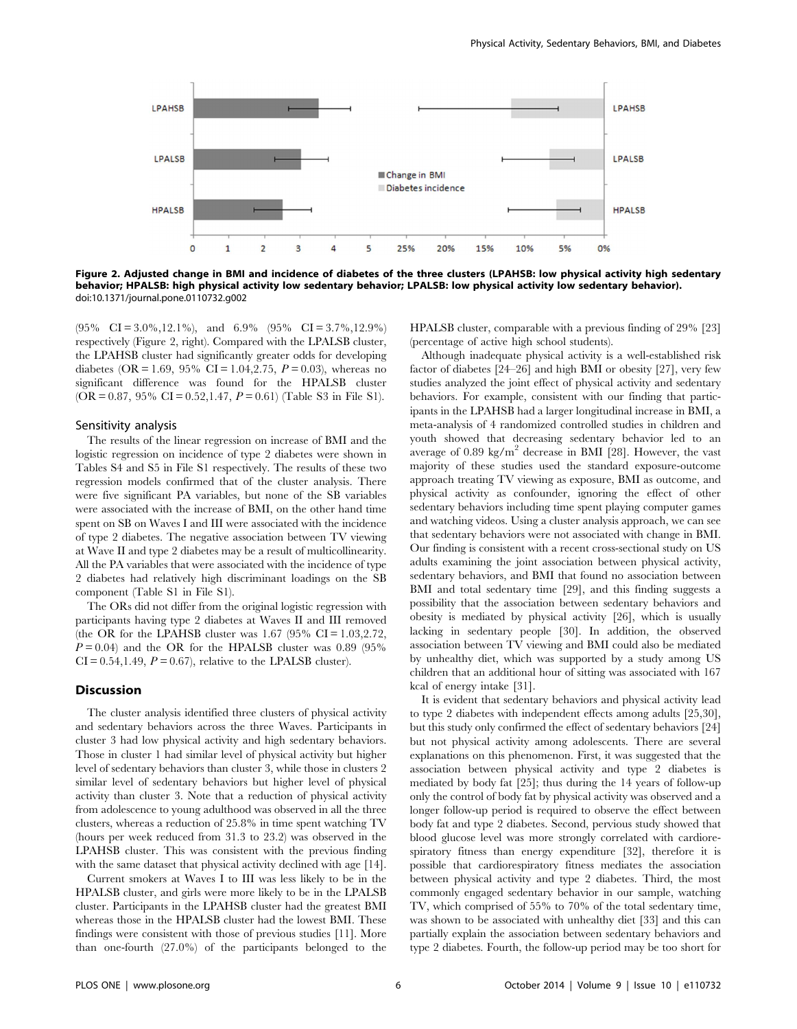**Figure 2. Adjusted change in BMI and incidence of diabetes of the three clusters (LPAHSB: low physical activity high sedentary behavior; HPALSB: high physical activity low sedentary behavior; LPALSB: low physical activity low sedentary behavior).**
doi:10.1371/journal.pone.0110732.g002

(95% CI = 3.0%,12.1%), and 6.9% (95% CI = 3.7%,12.9%) respectively (Figure 2, right). Compared with the LPALSB cluster, the LPAHSB cluster had significantly greater odds for developing diabetes (OR = 1.69, 95% CI = 1.04,2.75, $P = 0.03$), whereas no significant difference was found for the HPALSB cluster (OR = 0.87, 95% CI = 0.52,1.47, $P = 0.61$) (Table S3 in File S1).

## Sensitivity analysis

The results of the linear regression on increase of BMI and the logistic regression on incidence of type 2 diabetes were shown in Tables S4 and S5 in File S1 respectively. The results of these two regression models confirmed that of the cluster analysis. There were five significant PA variables, but none of the SB variables were associated with the increase of BMI, on the other hand time spent on SB on Waves I and III were associated with the incidence of type 2 diabetes. The negative association between TV viewing at Wave II and type 2 diabetes may be a result of multicollinearity. All the PA variables that were associated with the incidence of type 2 diabetes had relatively high discriminant loadings on the SB component (Table S1 in File S1).

The ORs did not differ from the original logistic regression with participants having type 2 diabetes at Waves II and III removed (the OR for the LPAHSB cluster was 1.67 (95% CI = 1.03,2.72, $P = 0.04$) and the OR for the HPALSB cluster was 0.89 (95% CI = 0.54,1.49, $P = 0.67$), relative to the LPALSB cluster).

## Discussion

The cluster analysis identified three clusters of physical activity and sedentary behaviors across the three Waves. Participants in cluster 3 had low physical activity and high sedentary behaviors. Those in cluster 1 had similar level of physical activity but higher level of sedentary behaviors than cluster 3, while those in clusters 2 similar level of sedentary behaviors but higher level of physical activity than cluster 3. Note that a reduction of physical activity from adolescence to young adulthood was observed in all the three clusters, whereas a reduction of 25.8% in time spent watching TV (hours per week reduced from 31.3 to 23.2) was observed in the LPAHSB cluster. This was consistent with the previous finding with the same dataset that physical activity declined with age [14].

Current smokers at Waves I to III was less likely to be in the HPALSB cluster, and girls were more likely to be in the LPALSB cluster. Participants in the LPAHSB cluster had the greatest BMI whereas those in the HPALSB cluster had the lowest BMI. These findings were consistent with those of previous studies [11]. More than one-fourth (27.0%) of the participants belonged to the HPALSB cluster, comparable with a previous finding of 29% [23] (percentage of active high school students).

Although inadequate physical activity is a well-established risk factor of diabetes [24–26] and high BMI or obesity [27], very few studies analyzed the joint effect of physical activity and sedentary behaviors. For example, consistent with our finding that participants in the LPAHSB had a larger longitudinal increase in BMI, a meta-analysis of 4 randomized controlled studies in children and youth showed that decreasing sedentary behavior led to an average of 0.89 $kg/m^2$ decrease in BMI [28]. However, the vast majority of these studies used the standard exposure-outcome approach treating TV viewing as exposure, BMI as outcome, and physical activity as confounder, ignoring the effect of other sedentary behaviors including time spent playing computer games and watching videos. Using a cluster analysis approach, we can see that sedentary behaviors were not associated with change in BMI. Our finding is consistent with a recent cross-sectional study on US adults examining the joint association between physical activity, sedentary behaviors, and BMI that found no association between BMI and total sedentary time [29], and this finding suggests a possibility that the association between sedentary behaviors and obesity is mediated by physical activity [26], which is usually lacking in sedentary people [30]. In addition, the observed association between TV viewing and BMI could also be mediated by unhealthy diet, which was supported by a study among US children that an additional hour of sitting was associated with 167 kcal of energy intake [31].

It is evident that sedentary behaviors and physical activity lead to type 2 diabetes with independent effects among adults [25,30], but this study only confirmed the effect of sedentary behaviors [24] but not physical activity among adolescents. There are several explanations on this phenomenon. First, it was suggested that the association between physical activity and type 2 diabetes is mediated by body fat [25]; thus during the 14 years of follow-up only the control of body fat by physical activity was observed and a longer follow-up period is required to observe the effect between body fat and type 2 diabetes. Second, pervious study showed that blood glucose level was more strongly correlated with cardiorespiratory fitness than energy expenditure [32], therefore it is possible that cardiorespiratory fitness mediates the association between physical activity and type 2 diabetes. Third, the most commonly engaged sedentary behavior in our sample, watching TV, which comprised of 55% to 70% of the total sedentary time, was shown to be associated with unhealthy diet [33] and this can partially explain the association between sedentary behaviors and type 2 diabetes. Fourth, the follow-up period may be too short for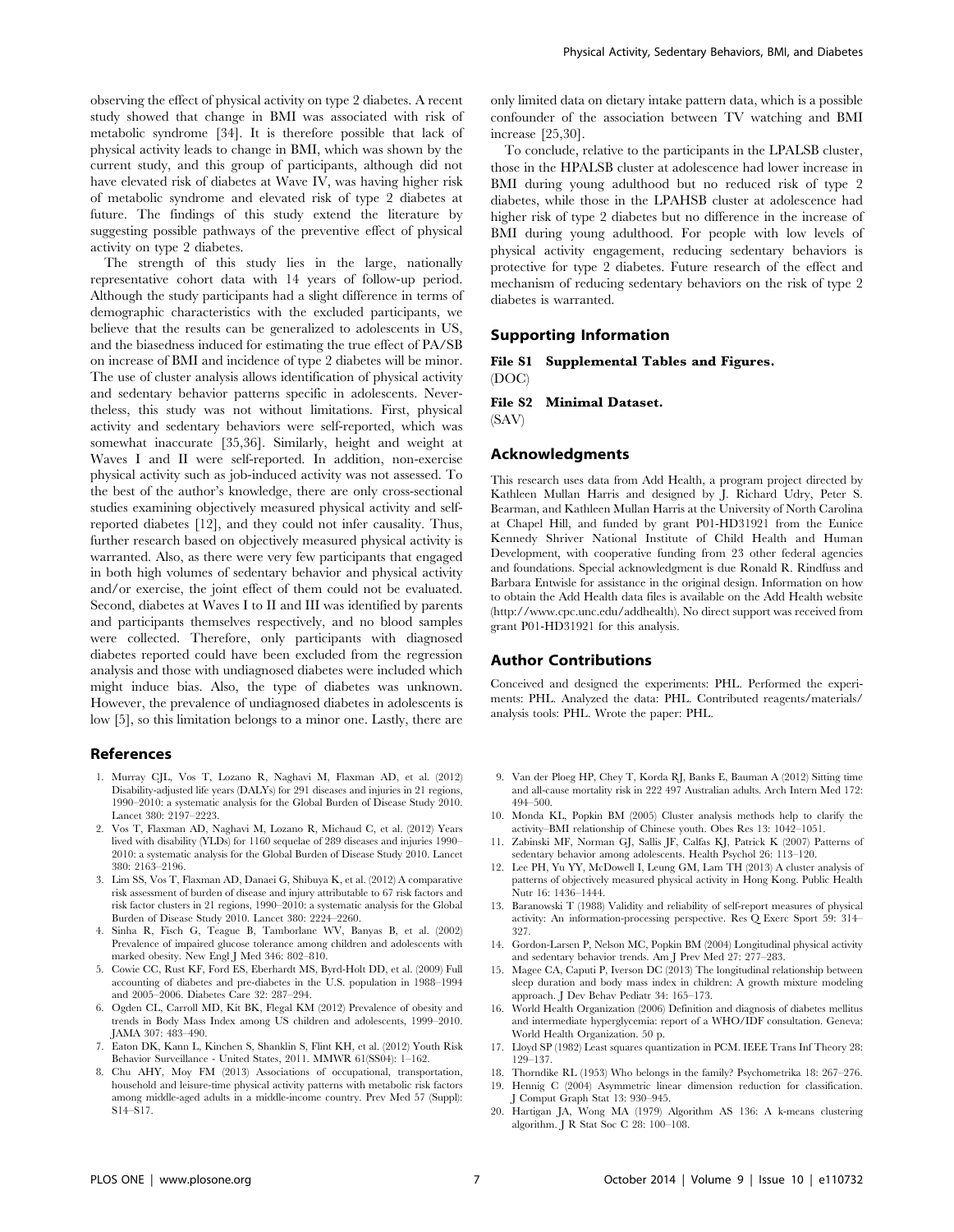observing the effect of physical activity on type 2 diabetes. A recent study showed that change in BMI was associated with risk of metabolic syndrome [34]. It is therefore possible that lack of physical activity leads to change in BMI, which was shown by the current study, and this group of participants, although did not have elevated risk of diabetes at Wave IV, was having higher risk of metabolic syndrome and elevated risk of type 2 diabetes at future. The findings of this study extend the literature by suggesting possible pathways of the preventive effect of physical activity on type 2 diabetes.

The strength of this study lies in the large, nationally representative cohort data with 14 years of follow-up period. Although the study participants had a slight difference in terms of demographic characteristics with the excluded participants, we believe that the results can be generalized to adolescents in US, and the biasedness induced for estimating the true effect of PA/SB on increase of BMI and incidence of type 2 diabetes will be minor. The use of cluster analysis allows identification of physical activity and sedentary behavior patterns specific in adolescents. Nevertheless, this study was not without limitations. First, physical activity and sedentary behaviors were self-reported, which was somewhat inaccurate [35,36]. Similarly, height and weight at Waves I and II were self-reported. In addition, non-exercise physical activity such as job-induced activity was not assessed. To the best of the author's knowledge, there are only cross-sectional studies examining objectively measured physical activity and self-reported diabetes [12], and they could not infer causality. Thus, further research based on objectively measured physical activity is warranted. Also, as there were very few participants that engaged in both high volumes of sedentary behavior and physical activity and/or exercise, the joint effect of them could not be evaluated. Second, diabetes at Waves I to II and III was identified by parents and participants themselves respectively, and no blood samples were collected. Therefore, only participants with diagnosed diabetes reported could have been excluded from the regression analysis and those with undiagnosed diabetes were included which might induce bias. Also, the type of diabetes was unknown. However, the prevalence of undiagnosed diabetes in adolescents is low [5], so this limitation belongs to a minor one. Lastly, there are only limited data on dietary intake pattern data, which is a possible confounder of the association between TV watching and BMI increase [25,30].

To conclude, relative to the participants in the LPALSB cluster, those in the HPALSB cluster at adolescence had lower increase in BMI during young adulthood but no reduced risk of type 2 diabetes, while those in the LPAHSB cluster at adolescence had higher risk of type 2 diabetes but no difference in the increase of BMI during young adulthood. For people with low levels of physical activity engagement, reducing sedentary behaviors is protective for type 2 diabetes. Future research of the effect and mechanism of reducing sedentary behaviors on the risk of type 2 diabetes is warranted.

## Supporting Information

**File S1 Supplemental Tables and Figures.**
(DOC)

**File S2 Minimal Dataset.**
(SAV)

## Acknowledgments

This research uses data from Add Health, a program project directed by Kathleen Mullan Harris and designed by J. Richard Udry, Peter S. Bearman, and Kathleen Mullan Harris at the University of North Carolina at Chapel Hill, and funded by grant P01-HD31921 from the Eunice Kennedy Shriver National Institute of Child Health and Human Development, with cooperative funding from 23 other federal agencies and foundations. Special acknowledgment is due Ronald R. Rindfuss and Barbara Entwisle for assistance in the original design. Information on how to obtain the Add Health data files is available on the Add Health website (http://www.cpc.unc.edu/addhealth). No direct support was received from grant P01-HD31921 for this analysis.

## Author Contributions

Conceived and designed the experiments: PHL. Performed the experiments: PHL. Analyzed the data: PHL. Contributed reagents/materials/analysis tools: PHL. Wrote the paper: PHL.

## References

1. Murray CJL, Vos T, Lozano R, Naghavi M, Flaxman AD, et al. (2012) Disability-adjusted life years (DALYs) for 291 diseases and injuries in 21 regions, 1990–2010: a systematic analysis for the Global Burden of Disease Study 2010. Lancet 380: 2197–2223.
2. Vos T, Flaxman AD, Naghavi M, Lozano R, Michaud C, et al. (2012) Years lived with disability (YLDs) for 1160 sequelae of 289 diseases and injuries 1990–2010: a systematic analysis for the Global Burden of Disease Study 2010. Lancet 380: 2163–2196.
3. Lim SS, Vos T, Flaxman AD, Danaei G, Shibuya K, et al. (2012) A comparative risk assessment of burden of disease and injury attributable to 67 risk factors and risk factor clusters in 21 regions, 1990–2010: a systematic analysis for the Global Burden of Disease Study 2010. Lancet 380: 2224–2260.
4. Sinha R, Fisch G, Teague B, Tamborlane WV, Banyas B, et al. (2002) Prevalence of impaired glucose tolerance among children and adolescents with marked obesity. New Engl J Med 346: 802–810.
5. Cowie CC, Rust KF, Ford ES, Eberhardt MS, Byrd-Holt DD, et al. (2009) Full accounting of diabetes and pre-diabetes in the U.S. population in 1988–1994 and 2005–2006. Diabetes Care 32: 287–294.
6. Ogden CL, Carroll MD, Kit BK, Flegal KM (2012) Prevalence of obesity and trends in Body Mass Index among US children and adolescents, 1999–2010. JAMA 307: 483–490.
7. Eaton DK, Kann L, Kinchen S, Shanklin S, Flint KH, et al. (2012) Youth Risk Behavior Surveillance - United States, 2011. MMWR 61(SS04): 1–162.
8. Chu AHY, Moy FM (2013) Associations of occupational, transportation, household and leisure-time physical activity patterns with metabolic risk factors among middle-aged adults in a middle-income country. Prev Med 57 (Suppl): S14–S17.
9. Van der Ploeg HP, Chey T, Korda RJ, Banks E, Bauman A (2012) Sitting time and all-cause mortality risk in 222 497 Australian adults. Arch Intern Med 172: 494–500.
10. Monda KL, Popkin BM (2005) Cluster analysis methods help to clarify the activity–BMI relationship of Chinese youth. Obes Res 13: 1042–1051.
11. Zabinski MF, Norman GJ, Sallis JF, Calfas KJ, Patrick K (2007) Patterns of sedentary behavior among adolescents. Health Psychol 26: 113–120.
12. Lee PH, Yu YY, McDowell I, Leung GM, Lam TH (2013) A cluster analysis of patterns of objectively measured physical activity in Hong Kong. Public Health Nutr 16: 1436–1444.
13. Baranowski T (1988) Validity and reliability of self-report measures of physical activity: An information-processing perspective. Res Q Exerc Sport 59: 314–327.
14. Gordon-Larsen P, Nelson MC, Popkin BM (2004) Longitudinal physical activity and sedentary behavior trends. Am J Prev Med 27: 277–283.
15. Magee CA, Caputi P, Iverson DC (2013) The longitudinal relationship between sleep duration and body mass index in children: A growth mixture modeling approach. J Dev Behav Pediatr 34: 165–173.
16. World Health Organization (2006) Definition and diagnosis of diabetes mellitus and intermediate hyperglycemia: report of a WHO/IDF consultation. Geneva: World Health Organization. 50 p.
17. Lloyd SP (1982) Least squares quantization in PCM. IEEE Trans Inf Theory 28: 129–137.
18. Thorndike RL (1953) Who belongs in the family? Psychometrika 18: 267–276.
19. Hennig C (2004) Asymmetric linear dimension reduction for classification. J Comput Graph Stat 13: 930–945.
20. Hartigan JA, Wong MA (1979) Algorithm AS 136: A k-means clustering algorithm. J R Stat Soc C 28: 100–108.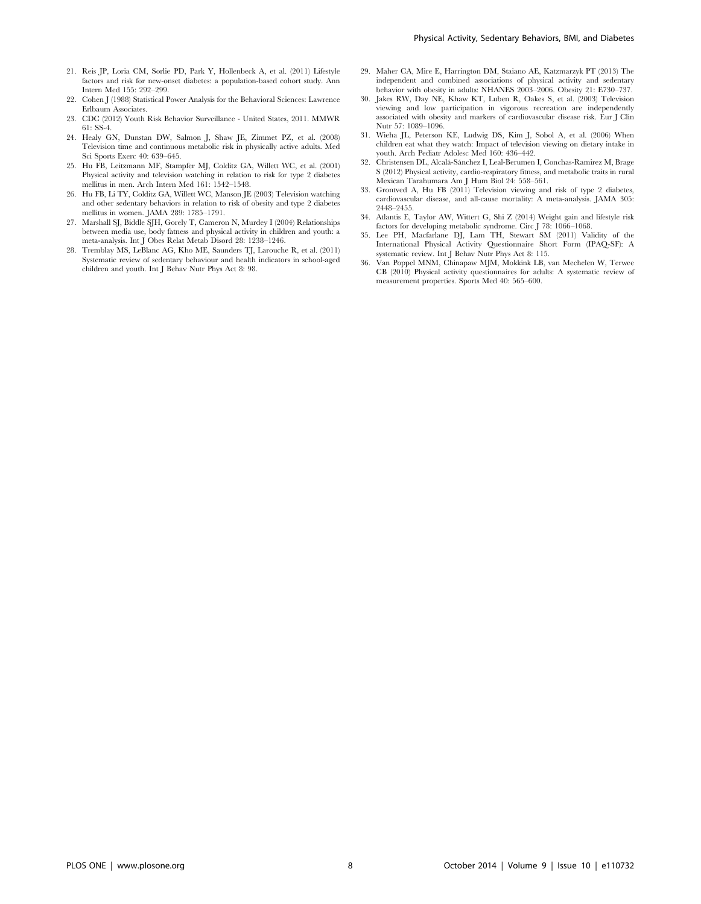21. Reis JP, Loria CM, Sorlie PD, Park Y, Hollenbeck A, et al. (2011) Lifestyle factors and risk for new-onset diabetes: a population-based cohort study. Ann Intern Med 155: 292–299.
22. Cohen J (1988) Statistical Power Analysis for the Behavioral Sciences: Lawrence Erlbaum Associates.
23. CDC (2012) Youth Risk Behavior Surveillance - United States, 2011. MMWR 61: SS-4.
24. Healy GN, Dunstan DW, Salmon J, Shaw JE, Zimmet PZ, et al. (2008) Television time and continuous metabolic risk in physically active adults. Med Sci Sports Exerc 40: 639–645.
25. Hu FB, Leitzmann MF, Stampfer MJ, Colditz GA, Willett WC, et al. (2001) Physical activity and television watching in relation to risk for type 2 diabetes mellitus in men. Arch Intern Med 161: 1542–1548.
26. Hu FB, Li TY, Colditz GA, Willett WC, Manson JE (2003) Television watching and other sedentary behaviors in relation to risk of obesity and type 2 diabetes mellitus in women. JAMA 289: 1785–1791.
27. Marshall SJ, Biddle SJH, Gorely T, Cameron N, Murdey I (2004) Relationships between media use, body fatness and physical activity in children and youth: a meta-analysis. Int J Obes Relat Metab Disord 28: 1238–1246.
28. Tremblay MS, LeBlanc AG, Kho ME, Saunders TJ, Larouche R, et al. (2011) Systematic review of sedentary behaviour and health indicators in school-aged children and youth. Int J Behav Nutr Phys Act 8: 98.
29. Maher CA, Mire E, Harrington DM, Staiano AE, Katzmarzyk PT (2013) The independent and combined associations of physical activity and sedentary behavior with obesity in adults: NHANES 2003–2006. Obesity 21: E730–737.
30. Jakes RW, Day NE, Khaw KT, Luben R, Oakes S, et al. (2003) Television viewing and low participation in vigorous recreation are independently associated with obesity and markers of cardiovascular disease risk. Eur J Clin Nutr 57: 1089–1096.
31. Wieha JL, Peterson KE, Ludwig DS, Kim J, Sobol A, et al. (2006) When children eat what they watch: Impact of television viewing on dietary intake in youth. Arch Pediatr Adolesc Med 160: 436–442.
32. Christensen DL, Alcalá-Sánchez I, Leal-Berumen I, Conchas-Ramirez M, Brage S (2012) Physical activity, cardio-respiratory fitness, and metabolic traits in rural Mexican Tarahumara Am J Hum Biol 24: 558–561.
33. Grontved A, Hu FB (2011) Television viewing and risk of type 2 diabetes, cardiovascular disease, and all-cause mortality: A meta-analysis. JAMA 305: 2448–2455.
34. Atlantis E, Taylor AW, Wittert G, Shi Z (2014) Weight gain and lifestyle risk factors for developing metabolic syndrome. Circ J 78: 1066–1068.
35. Lee PH, Macfarlane DJ, Lam TH, Stewart SM (2011) Validity of the International Physical Activity Questionnaire Short Form (IPAQ-SF): A systematic review. Int J Behav Nutr Phys Act 8: 115.
36. Van Poppel MNM, Chinapaw MJM, Mokkink LB, van Mechelen W, Terwee CB (2010) Physical activity questionnaires for adults: A systematic review of measurement properties. Sports Med 40: 565–600.